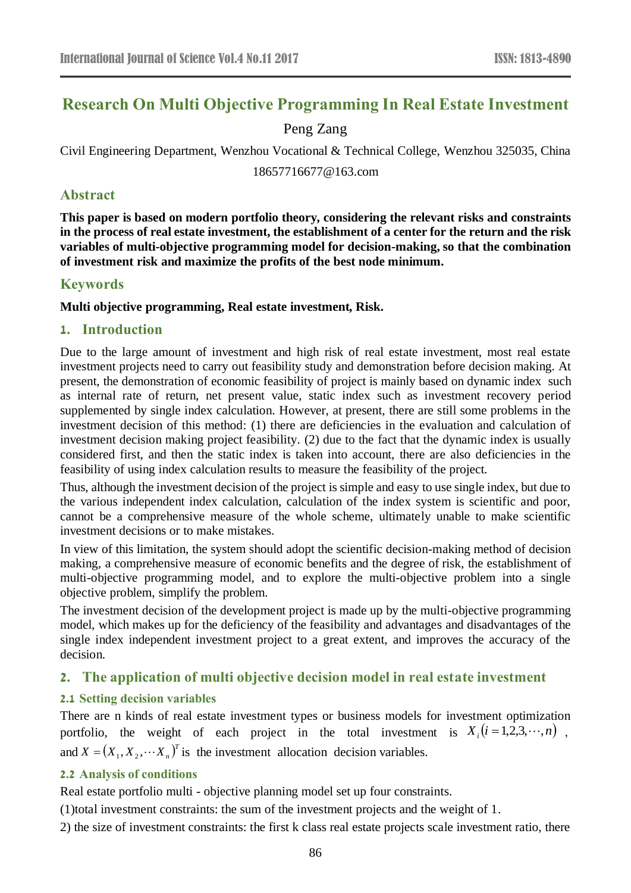# Research On Multi Objective Programming In Real Estate Investment

Peng Zang

Civil Engineering Department, Wenzhou Vocational & Technical College, Wenzhou 325035, China

18657716677@163.com

## Abstract

**This paper is based on modern portfolio theory, considering the relevant risks and constraints in the process of real estate investment, the establishment of a center for the return and the risk variables of multi-objective programming model for decision-making, so that the combination of investment risk and maximize the profits of the best node minimum.**

## Keywords

**Multi objective programming, Real estate investment, Risk.**

## 1. Introduction

Due to the large amount of investment and high risk of real estate investment, most real estate investment projects need to carry out feasibility study and demonstration before decision making. At present, the demonstration of economic feasibility of project is mainly based on dynamic index such as internal rate of return, net present value, static index such as investment recovery period supplemented by single index calculation. However, at present, there are still some problems in the investment decision of this method: (1) there are deficiencies in the evaluation and calculation of investment decision making project feasibility. (2) due to the fact that the dynamic index is usually considered first, and then the static index is taken into account, there are also deficiencies in the feasibility of using index calculation results to measure the feasibility of the project.

Thus, although the investment decision of the project is simple and easy to use single index, but due to the various independent index calculation, calculation of the index system is scientific and poor, cannot be a comprehensive measure of the whole scheme, ultimately unable to make scientific investment decisions or to make mistakes.

In view of this limitation, the system should adopt the scientific decision-making method of decision making, a comprehensive measure of economic benefits and the degree of risk, the establishment of multi-objective programming model, and to explore the multi-objective problem into a single objective problem, simplify the problem.

The investment decision of the development project is made up by the multi-objective programming model, which makes up for the deficiency of the feasibility and advantages and disadvantages of the single index independent investment project to a great extent, and improves the accuracy of the decision.

## 2. The application of multi objective decision model in real estate investment

### 2.1 Setting decision variables

There are n kinds of real estate investment types or business models for investment optimization portfolio, the weight of each project in the total investment is $X_i(i=1,2,3,\cdots,n)$, and $X=(X_1,X_2,\cdots X_n)^T$ is the investment allocation decision variables.

### 2.2 Analysis of conditions

Real estate portfolio multi - objective planning model set up four constraints.

(1)total investment constraints: the sum of the investment projects and the weight of 1.

2) the size of investment constraints: the first k class real estate projects scale investment ratio, there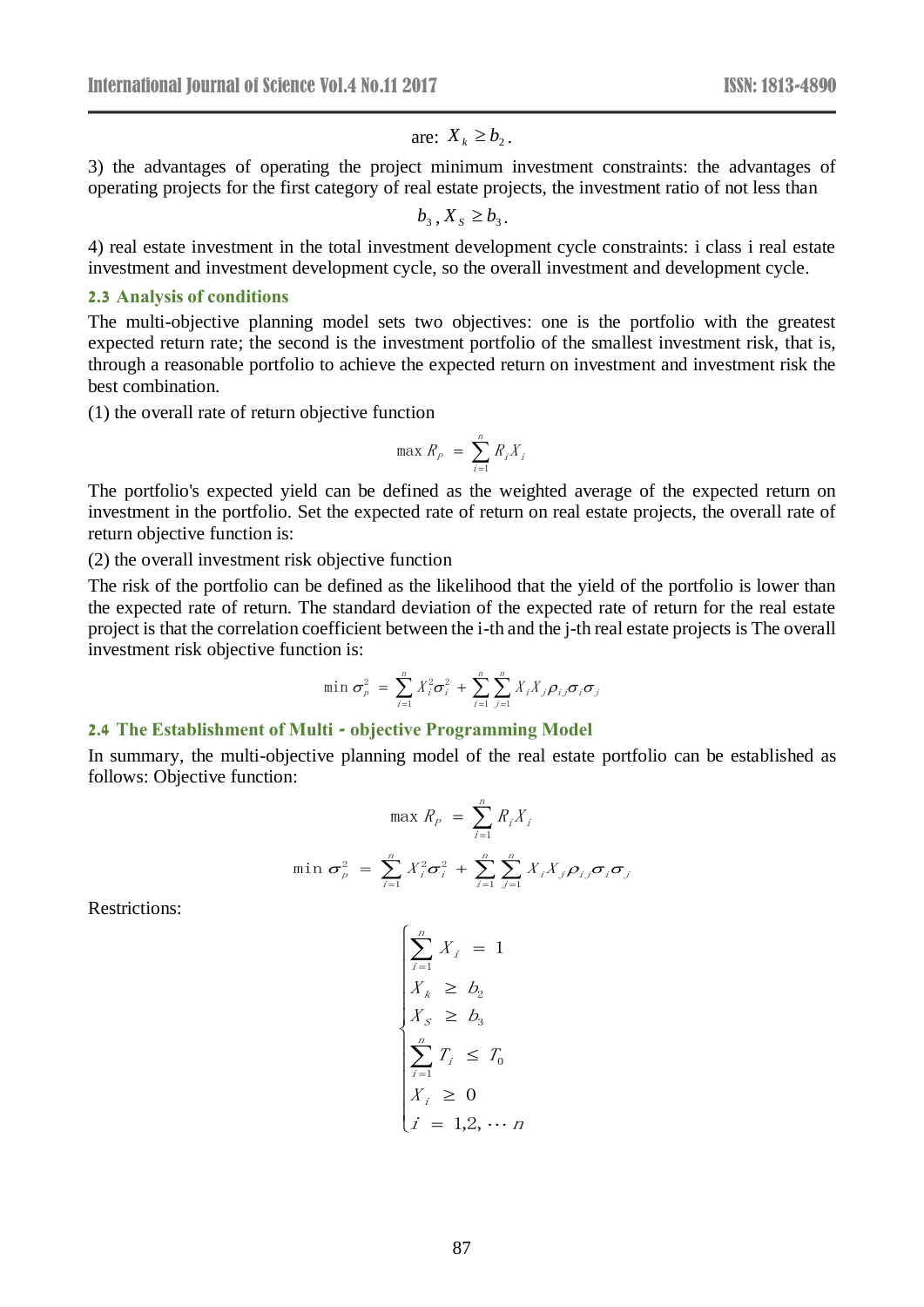are: $X_k \geq b_2$.

3) the advantages of operating the project minimum investment constraints: the advantages of operating projects for the first category of real estate projects, the investment ratio of not less than

$$b_3, X_S \geq b_3.$$

4) real estate investment in the total investment development cycle constraints: i class i real estate investment and investment development cycle, so the overall investment and development cycle.

### 2.3 Analysis of conditions

The multi-objective planning model sets two objectives: one is the portfolio with the greatest expected return rate; the second is the investment portfolio of the smallest investment risk, that is, through a reasonable portfolio to achieve the expected return on investment and investment risk the best combination.

(1) the overall rate of return objective function

$$\max R_P = \sum_{i=1}^{n} R_i X_i$$

The portfolio's expected yield can be defined as the weighted average of the expected return on investment in the portfolio. Set the expected rate of return on real estate projects, the overall rate of return objective function is:

(2) the overall investment risk objective function

The risk of the portfolio can be defined as the likelihood that the yield of the portfolio is lower than the expected rate of return. The standard deviation of the expected rate of return for the real estate project is that the correlation coefficient between the i-th and the j-th real estate projects is The overall investment risk objective function is:

$$\min \sigma_p^2 = \sum_{i=1}^{n} X_i^2 \sigma_i^2 + \sum_{i=1}^{n} \sum_{j=1}^{n} X_i X_j \rho_{ij} \sigma_i \sigma_j$$

### 2.4 The Establishment of Multi - objective Programming Model

In summary, the multi-objective planning model of the real estate portfolio can be established as follows: Objective function:

$$\max R_P = \sum_{i=1}^{n} R_i X_i$$

$$\min \sigma_p^2 = \sum_{i=1}^{n} X_i^2 \sigma_i^2 + \sum_{i=1}^{n} \sum_{j=1}^{n} X_i X_j \rho_{ij} \sigma_i \sigma_j$$

Restrictions:

$$\begin{cases} \sum_{i=1}^{n} X_i = 1 \\ X_k \geq b_2 \\ X_S \geq b_3 \\ \sum_{i=1}^{n} T_i \leq T_0 \\ X_i \geq 0 \\ i = 1,2,\cdots n \end{cases}$$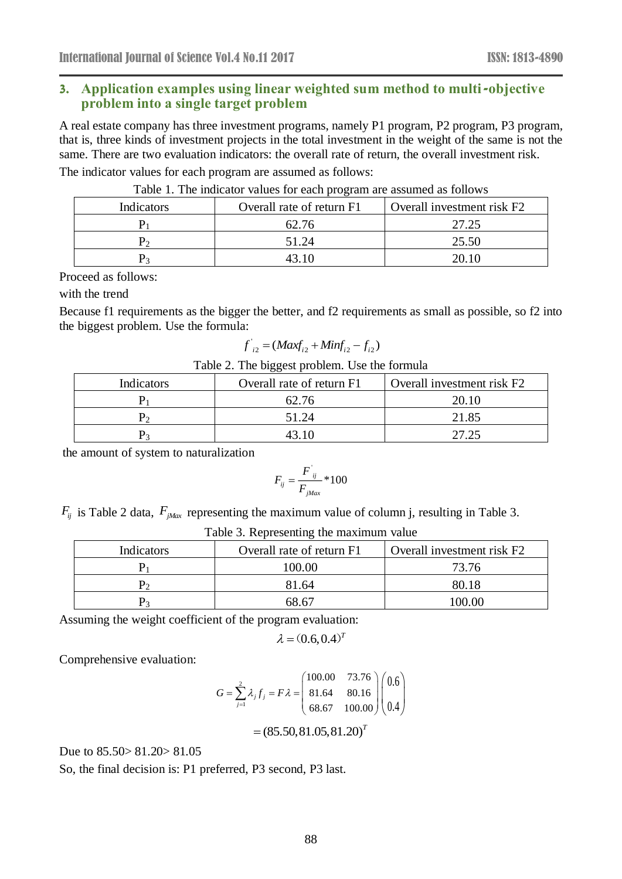## 3. Application examples using linear weighted sum method to multi-objective problem into a single target problem

A real estate company has three investment programs, namely P1 program, P2 program, P3 program, that is, three kinds of investment projects in the total investment in the weight of the same is not the same. There are two evaluation indicators: the overall rate of return, the overall investment risk.

The indicator values for each program are assumed as follows:

Table 1. The indicator values for each program are assumed as follows

| Indicators | Overall rate of return F1 | Overall investment risk F2 |
|---|---|---|
| $P_1$ | 62.76 | 27.25 |
| $P_2$ | 51.24 | 25.50 |
| $P_3$ | 43.10 | 20.10 |

Proceed as follows:

with the trend

Because f1 requirements as the bigger the better, and f2 requirements as small as possible, so f2 into the biggest problem. Use the formula:

$$f'_{i2} = (Maxf_{i2} + Minf_{i2} - f_{i2})$$

Table 2. The biggest problem. Use the formula

| Indicators | Overall rate of return F1 | Overall investment risk F2 |
|---|---|---|
| $P_1$ | 62.76 | 20.10 |
| $P_2$ | 51.24 | 21.85 |
| $P_3$ | 43.10 | 27.25 |

the amount of system to naturalization

$$F_{ij} = \frac{F'_{ij}}{F_{jMax}} * 100$$

$F_{ij}$ is Table 2 data, $F_{jMax}$ representing the maximum value of column j, resulting in Table 3.

Table 3. Representing the maximum value

| Indicators | Overall rate of return F1 | Overall investment risk F2 |
|---|---|---|
| $P_1$ | 100.00 | 73.76 |
| $P_2$ | 81.64 | 80.18 |
| $P_3$ | 68.67 | 100.00 |

Assuming the weight coefficient of the program evaluation:

$$\lambda = (0.6, 0.4)^T$$

Comprehensive evaluation:

$$G = \sum_{j=1}^{2} \lambda_j f_j = F\lambda = \begin{pmatrix} 100.00 & 73.76 \\ 81.64 & 80.16 \\ 68.67 & 100.00 \end{pmatrix} \begin{pmatrix} 0.6 \\ 0.4 \end{pmatrix}$$

$$= (85.50, 81.05, 81.20)^T$$

Due to 85.50> 81.20> 81.05

So, the final decision is: P1 preferred, P3 second, P3 last.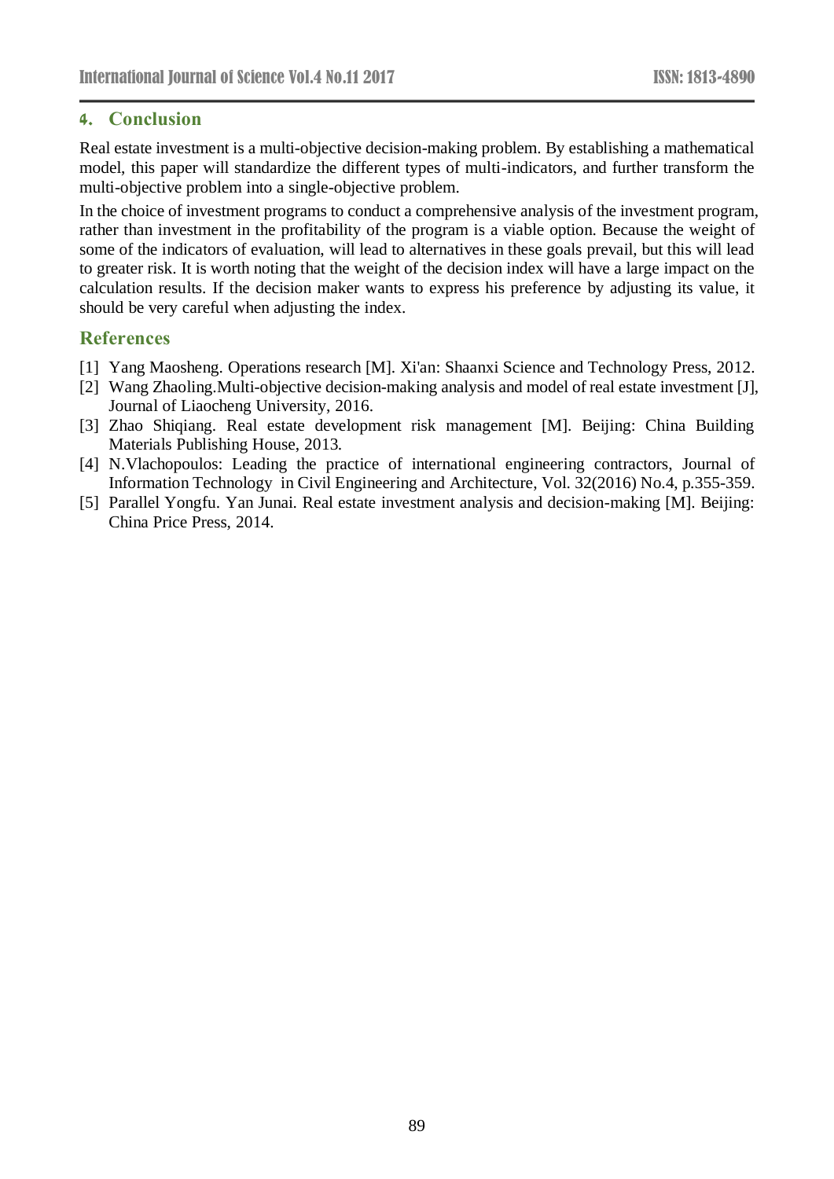## 4. Conclusion

Real estate investment is a multi-objective decision-making problem. By establishing a mathematical model, this paper will standardize the different types of multi-indicators, and further transform the multi-objective problem into a single-objective problem.

In the choice of investment programs to conduct a comprehensive analysis of the investment program, rather than investment in the profitability of the program is a viable option. Because the weight of some of the indicators of evaluation, will lead to alternatives in these goals prevail, but this will lead to greater risk. It is worth noting that the weight of the decision index will have a large impact on the calculation results. If the decision maker wants to express his preference by adjusting its value, it should be very careful when adjusting the index.

## References

[1] Yang Maosheng. Operations research [M]. Xi'an: Shaanxi Science and Technology Press, 2012.

[2] Wang Zhaoling.Multi-objective decision-making analysis and model of real estate investment [J], Journal of Liaocheng University, 2016.

[3] Zhao Shiqiang. Real estate development risk management [M]. Beijing: China Building Materials Publishing House, 2013.

[4] N.Vlachopoulos: Leading the practice of international engineering contractors, Journal of Information Technology in Civil Engineering and Architecture, Vol. 32(2016) No.4, p.355-359.

[5] Parallel Yongfu. Yan Junai. Real estate investment analysis and decision-making [M]. Beijing: China Price Press, 2014.